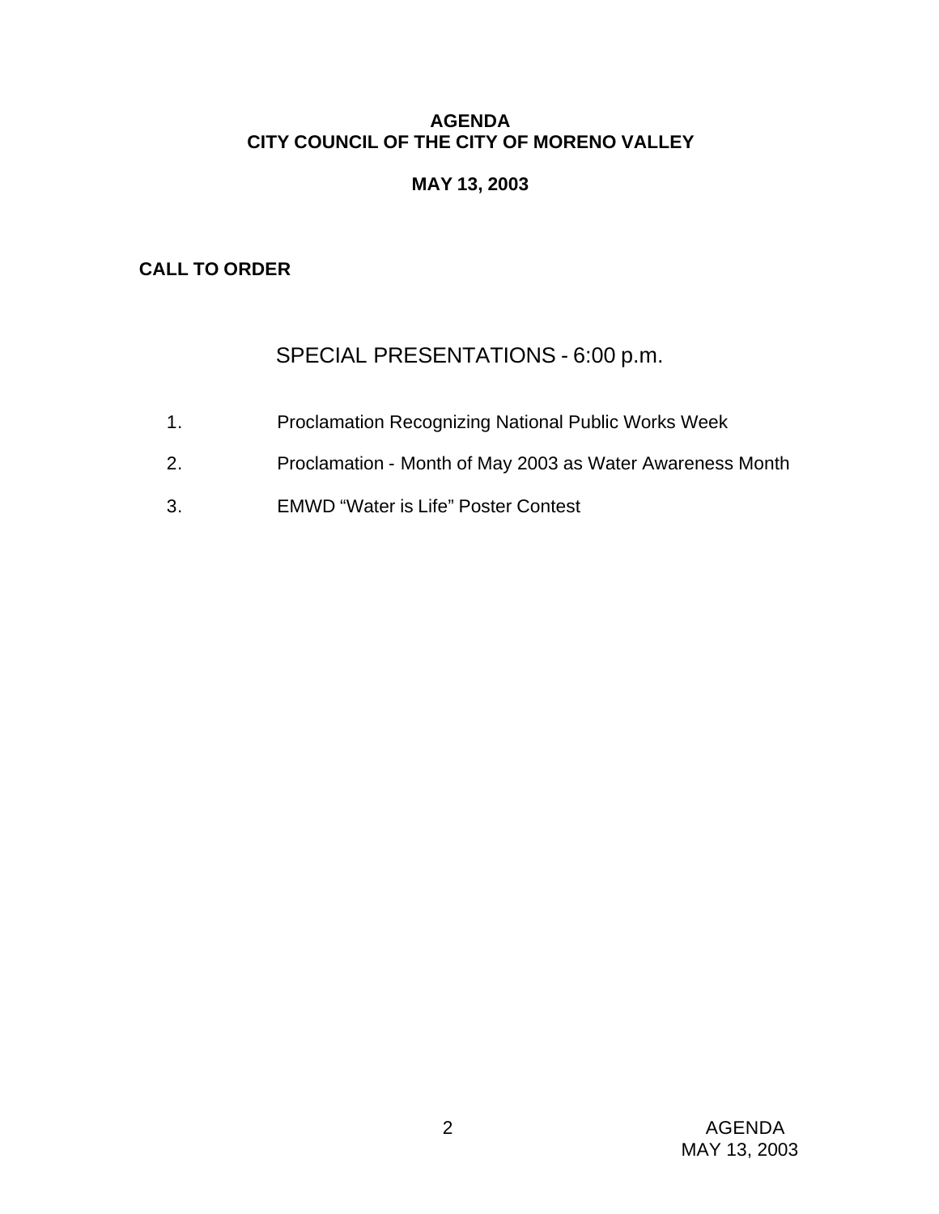# AGENDA
# CITY COUNCIL OF THE CITY OF MORENO VALLEY

**MAY 13, 2003**

**CALL TO ORDER**

## SPECIAL PRESENTATIONS - 6:00 p.m.

1. Proclamation Recognizing National Public Works Week
2. Proclamation - Month of May 2003 as Water Awareness Month
3. EMWD "Water is Life" Poster Contest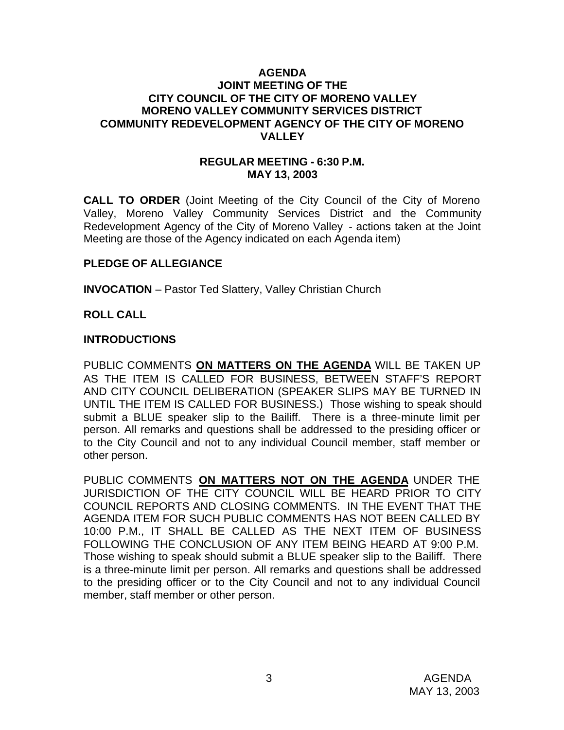**AGENDA**
**JOINT MEETING OF THE**
**CITY COUNCIL OF THE CITY OF MORENO VALLEY**
**MORENO VALLEY COMMUNITY SERVICES DISTRICT**
**COMMUNITY REDEVELOPMENT AGENCY OF THE CITY OF MORENO VALLEY**

**REGULAR MEETING - 6:30 P.M.**
**MAY 13, 2003**

**CALL TO ORDER** (Joint Meeting of the City Council of the City of Moreno Valley, Moreno Valley Community Services District and the Community Redevelopment Agency of the City of Moreno Valley - actions taken at the Joint Meeting are those of the Agency indicated on each Agenda item)

**PLEDGE OF ALLEGIANCE**

**INVOCATION** – Pastor Ted Slattery, Valley Christian Church

**ROLL CALL**

**INTRODUCTIONS**

PUBLIC COMMENTS **ON MATTERS ON THE AGENDA** WILL BE TAKEN UP AS THE ITEM IS CALLED FOR BUSINESS, BETWEEN STAFF'S REPORT AND CITY COUNCIL DELIBERATION (SPEAKER SLIPS MAY BE TURNED IN UNTIL THE ITEM IS CALLED FOR BUSINESS.) Those wishing to speak should submit a BLUE speaker slip to the Bailiff. There is a three-minute limit per person. All remarks and questions shall be addressed to the presiding officer or to the City Council and not to any individual Council member, staff member or other person.

PUBLIC COMMENTS **ON MATTERS NOT ON THE AGENDA** UNDER THE JURISDICTION OF THE CITY COUNCIL WILL BE HEARD PRIOR TO CITY COUNCIL REPORTS AND CLOSING COMMENTS. IN THE EVENT THAT THE AGENDA ITEM FOR SUCH PUBLIC COMMENTS HAS NOT BEEN CALLED BY 10:00 P.M., IT SHALL BE CALLED AS THE NEXT ITEM OF BUSINESS FOLLOWING THE CONCLUSION OF ANY ITEM BEING HEARD AT 9:00 P.M. Those wishing to speak should submit a BLUE speaker slip to the Bailiff. There is a three-minute limit per person. All remarks and questions shall be addressed to the presiding officer or to the City Council and not to any individual Council member, staff member or other person.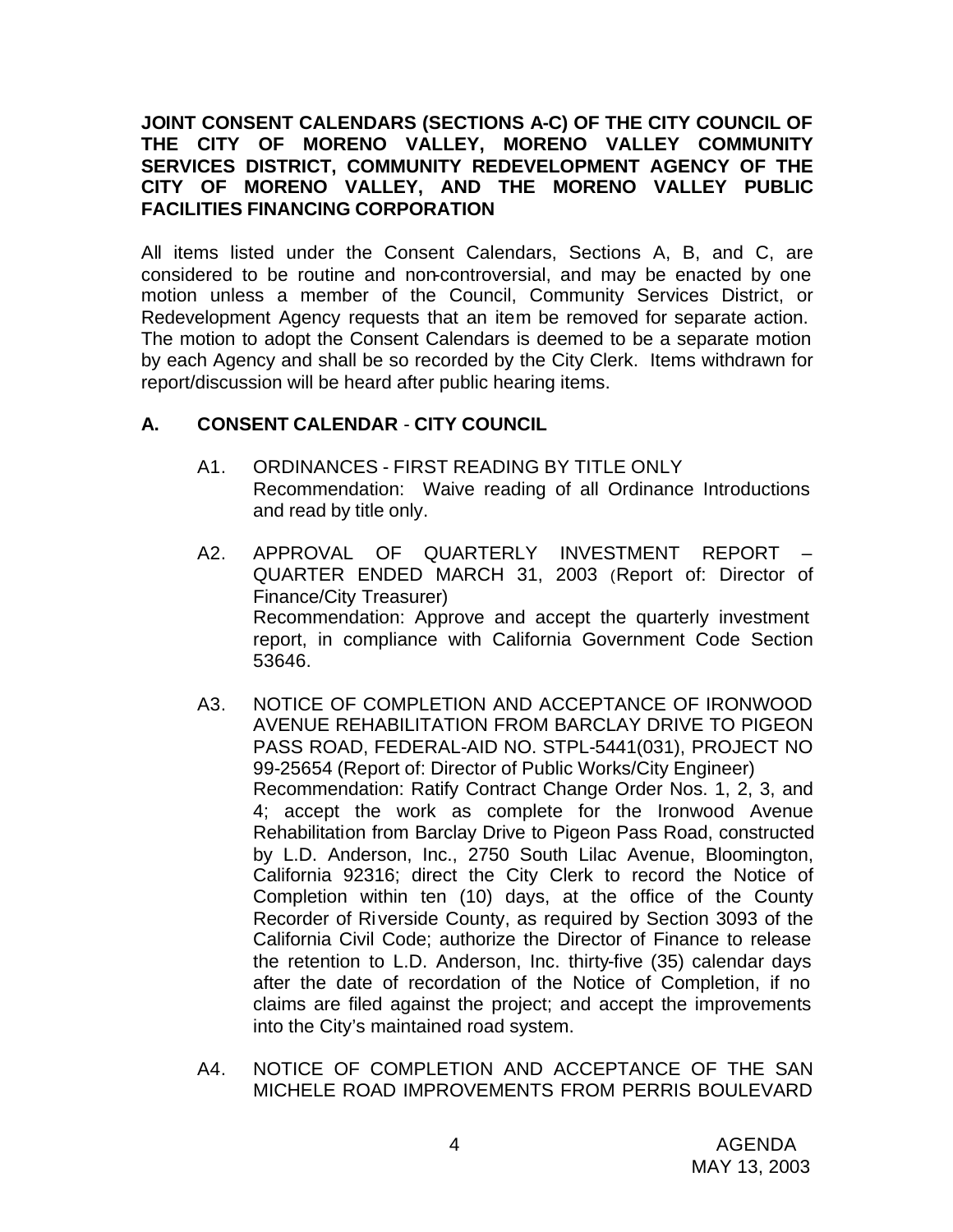**JOINT CONSENT CALENDARS (SECTIONS A-C) OF THE CITY COUNCIL OF THE CITY OF MORENO VALLEY, MORENO VALLEY COMMUNITY SERVICES DISTRICT, COMMUNITY REDEVELOPMENT AGENCY OF THE CITY OF MORENO VALLEY, AND THE MORENO VALLEY PUBLIC FACILITIES FINANCING CORPORATION**

All items listed under the Consent Calendars, Sections A, B, and C, are considered to be routine and non-controversial, and may be enacted by one motion unless a member of the Council, Community Services District, or Redevelopment Agency requests that an item be removed for separate action. The motion to adopt the Consent Calendars is deemed to be a separate motion by each Agency and shall be so recorded by the City Clerk. Items withdrawn for report/discussion will be heard after public hearing items.

## A. CONSENT CALENDAR - CITY COUNCIL

A1. ORDINANCES - FIRST READING BY TITLE ONLY
Recommendation: Waive reading of all Ordinance Introductions and read by title only.

A2. APPROVAL OF QUARTERLY INVESTMENT REPORT – QUARTER ENDED MARCH 31, 2003 (Report of: Director of Finance/City Treasurer)
Recommendation: Approve and accept the quarterly investment report, in compliance with California Government Code Section 53646.

A3. NOTICE OF COMPLETION AND ACCEPTANCE OF IRONWOOD AVENUE REHABILITATION FROM BARCLAY DRIVE TO PIGEON PASS ROAD, FEDERAL-AID NO. STPL-5441(031), PROJECT NO 99-25654 (Report of: Director of Public Works/City Engineer)
Recommendation: Ratify Contract Change Order Nos. 1, 2, 3, and 4; accept the work as complete for the Ironwood Avenue Rehabilitation from Barclay Drive to Pigeon Pass Road, constructed by L.D. Anderson, Inc., 2750 South Lilac Avenue, Bloomington, California 92316; direct the City Clerk to record the Notice of Completion within ten (10) days, at the office of the County Recorder of Riverside County, as required by Section 3093 of the California Civil Code; authorize the Director of Finance to release the retention to L.D. Anderson, Inc. thirty-five (35) calendar days after the date of recordation of the Notice of Completion, if no claims are filed against the project; and accept the improvements into the City's maintained road system.

A4. NOTICE OF COMPLETION AND ACCEPTANCE OF THE SAN MICHELE ROAD IMPROVEMENTS FROM PERRIS BOULEVARD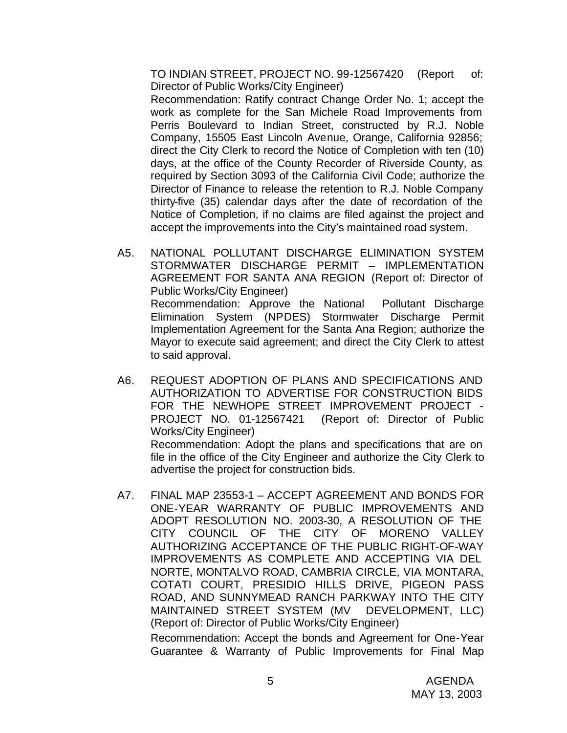TO INDIAN STREET, PROJECT NO. 99-12567420 (Report of: Director of Public Works/City Engineer)

Recommendation: Ratify contract Change Order No. 1; accept the work as complete for the San Michele Road Improvements from Perris Boulevard to Indian Street, constructed by R.J. Noble Company, 15505 East Lincoln Avenue, Orange, California 92856; direct the City Clerk to record the Notice of Completion with ten (10) days, at the office of the County Recorder of Riverside County, as required by Section 3093 of the California Civil Code; authorize the Director of Finance to release the retention to R.J. Noble Company thirty-five (35) calendar days after the date of recordation of the Notice of Completion, if no claims are filed against the project and accept the improvements into the City's maintained road system.

A5. NATIONAL POLLUTANT DISCHARGE ELIMINATION SYSTEM STORMWATER DISCHARGE PERMIT – IMPLEMENTATION AGREEMENT FOR SANTA ANA REGION (Report of: Director of Public Works/City Engineer)

Recommendation: Approve the National Pollutant Discharge Elimination System (NPDES) Stormwater Discharge Permit Implementation Agreement for the Santa Ana Region; authorize the Mayor to execute said agreement; and direct the City Clerk to attest to said approval.

A6. REQUEST ADOPTION OF PLANS AND SPECIFICATIONS AND AUTHORIZATION TO ADVERTISE FOR CONSTRUCTION BIDS FOR THE NEWHOPE STREET IMPROVEMENT PROJECT - PROJECT NO. 01-12567421 (Report of: Director of Public Works/City Engineer)

Recommendation: Adopt the plans and specifications that are on file in the office of the City Engineer and authorize the City Clerk to advertise the project for construction bids.

A7. FINAL MAP 23553-1 – ACCEPT AGREEMENT AND BONDS FOR ONE-YEAR WARRANTY OF PUBLIC IMPROVEMENTS AND ADOPT RESOLUTION NO. 2003-30, A RESOLUTION OF THE CITY COUNCIL OF THE CITY OF MORENO VALLEY AUTHORIZING ACCEPTANCE OF THE PUBLIC RIGHT-OF-WAY IMPROVEMENTS AS COMPLETE AND ACCEPTING VIA DEL NORTE, MONTALVO ROAD, CAMBRIA CIRCLE, VIA MONTARA, COTATI COURT, PRESIDIO HILLS DRIVE, PIGEON PASS ROAD, AND SUNNYMEAD RANCH PARKWAY INTO THE CITY MAINTAINED STREET SYSTEM (MV DEVELOPMENT, LLC) (Report of: Director of Public Works/City Engineer)

Recommendation: Accept the bonds and Agreement for One-Year Guarantee & Warranty of Public Improvements for Final Map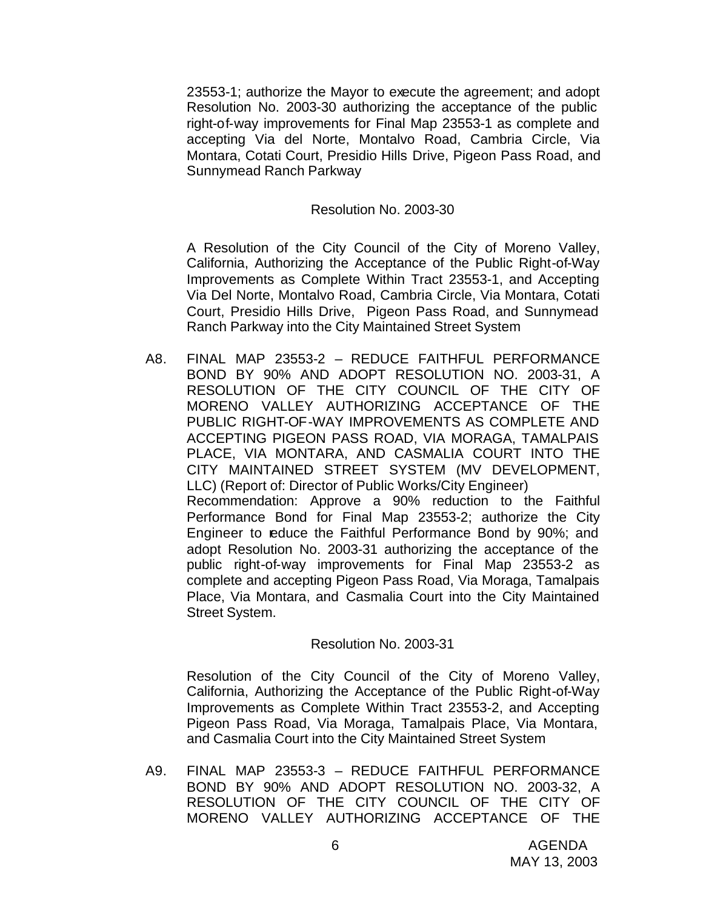23553-1; authorize the Mayor to execute the agreement; and adopt Resolution No. 2003-30 authorizing the acceptance of the public right-of-way improvements for Final Map 23553-1 as complete and accepting Via del Norte, Montalvo Road, Cambria Circle, Via Montara, Cotati Court, Presidio Hills Drive, Pigeon Pass Road, and Sunnymead Ranch Parkway

Resolution No. 2003-30

A Resolution of the City Council of the City of Moreno Valley, California, Authorizing the Acceptance of the Public Right-of-Way Improvements as Complete Within Tract 23553-1, and Accepting Via Del Norte, Montalvo Road, Cambria Circle, Via Montara, Cotati Court, Presidio Hills Drive, Pigeon Pass Road, and Sunnymead Ranch Parkway into the City Maintained Street System

A8. FINAL MAP 23553-2 – REDUCE FAITHFUL PERFORMANCE BOND BY 90% AND ADOPT RESOLUTION NO. 2003-31, A RESOLUTION OF THE CITY COUNCIL OF THE CITY OF MORENO VALLEY AUTHORIZING ACCEPTANCE OF THE PUBLIC RIGHT-OF-WAY IMPROVEMENTS AS COMPLETE AND ACCEPTING PIGEON PASS ROAD, VIA MORAGA, TAMALPAIS PLACE, VIA MONTARA, AND CASMALIA COURT INTO THE CITY MAINTAINED STREET SYSTEM (MV DEVELOPMENT, LLC) (Report of: Director of Public Works/City Engineer)
Recommendation: Approve a 90% reduction to the Faithful Performance Bond for Final Map 23553-2; authorize the City Engineer to reduce the Faithful Performance Bond by 90%; and adopt Resolution No. 2003-31 authorizing the acceptance of the public right-of-way improvements for Final Map 23553-2 as complete and accepting Pigeon Pass Road, Via Moraga, Tamalpais Place, Via Montara, and Casmalia Court into the City Maintained Street System.

Resolution No. 2003-31

Resolution of the City Council of the City of Moreno Valley, California, Authorizing the Acceptance of the Public Right-of-Way Improvements as Complete Within Tract 23553-2, and Accepting Pigeon Pass Road, Via Moraga, Tamalpais Place, Via Montara, and Casmalia Court into the City Maintained Street System

A9. FINAL MAP 23553-3 – REDUCE FAITHFUL PERFORMANCE BOND BY 90% AND ADOPT RESOLUTION NO. 2003-32, A RESOLUTION OF THE CITY COUNCIL OF THE CITY OF MORENO VALLEY AUTHORIZING ACCEPTANCE OF THE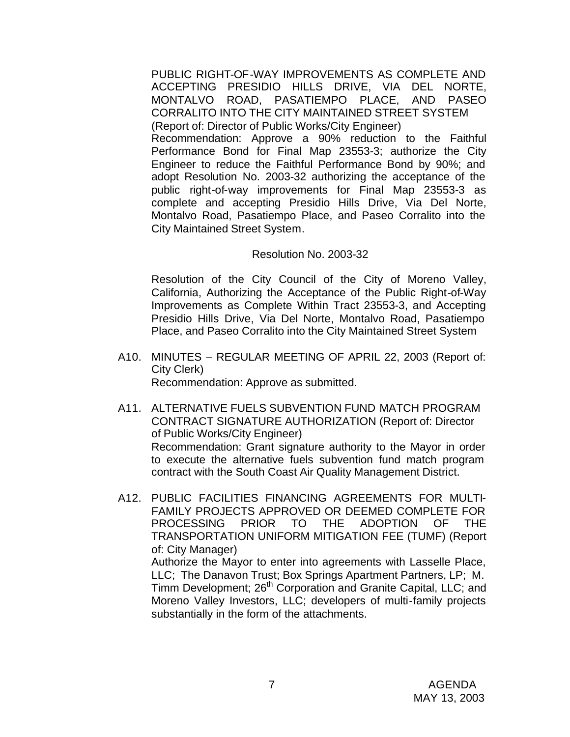PUBLIC RIGHT-OF-WAY IMPROVEMENTS AS COMPLETE AND ACCEPTING PRESIDIO HILLS DRIVE, VIA DEL NORTE, MONTALVO ROAD, PASATIEMPO PLACE, AND PASEO CORRALITO INTO THE CITY MAINTAINED STREET SYSTEM (Report of: Director of Public Works/City Engineer)

Recommendation: Approve a 90% reduction to the Faithful Performance Bond for Final Map 23553-3; authorize the City Engineer to reduce the Faithful Performance Bond by 90%; and adopt Resolution No. 2003-32 authorizing the acceptance of the public right-of-way improvements for Final Map 23553-3 as complete and accepting Presidio Hills Drive, Via Del Norte, Montalvo Road, Pasatiempo Place, and Paseo Corralito into the City Maintained Street System.

Resolution No. 2003-32

Resolution of the City Council of the City of Moreno Valley, California, Authorizing the Acceptance of the Public Right-of-Way Improvements as Complete Within Tract 23553-3, and Accepting Presidio Hills Drive, Via Del Norte, Montalvo Road, Pasatiempo Place, and Paseo Corralito into the City Maintained Street System

A10. MINUTES – REGULAR MEETING OF APRIL 22, 2003 (Report of: City Clerk)
Recommendation: Approve as submitted.

A11. ALTERNATIVE FUELS SUBVENTION FUND MATCH PROGRAM CONTRACT SIGNATURE AUTHORIZATION (Report of: Director of Public Works/City Engineer)
Recommendation: Grant signature authority to the Mayor in order to execute the alternative fuels subvention fund match program contract with the South Coast Air Quality Management District.

A12. PUBLIC FACILITIES FINANCING AGREEMENTS FOR MULTI-FAMILY PROJECTS APPROVED OR DEEMED COMPLETE FOR PROCESSING PRIOR TO THE ADOPTION OF THE TRANSPORTATION UNIFORM MITIGATION FEE (TUMF) (Report of: City Manager)
Authorize the Mayor to enter into agreements with Lasselle Place, LLC; The Danavon Trust; Box Springs Apartment Partners, LP; M. Timm Development; 26th Corporation and Granite Capital, LLC; and Moreno Valley Investors, LLC; developers of multi-family projects substantially in the form of the attachments.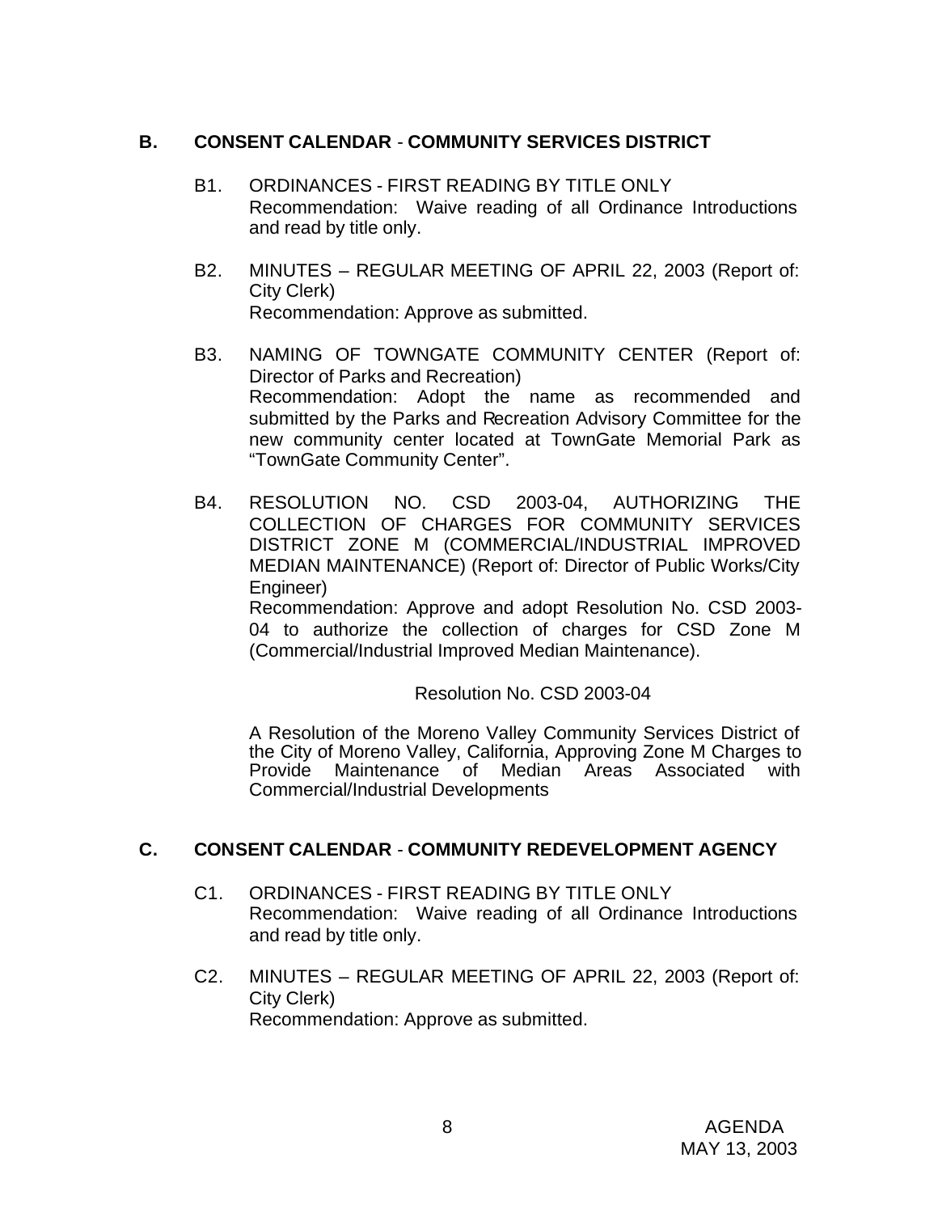## B. CONSENT CALENDAR - COMMUNITY SERVICES DISTRICT

B1. ORDINANCES - FIRST READING BY TITLE ONLY
Recommendation: Waive reading of all Ordinance Introductions and read by title only.

B2. MINUTES – REGULAR MEETING OF APRIL 22, 2003 (Report of: City Clerk)
Recommendation: Approve as submitted.

B3. NAMING OF TOWNGATE COMMUNITY CENTER (Report of: Director of Parks and Recreation)
Recommendation: Adopt the name as recommended and submitted by the Parks and Recreation Advisory Committee for the new community center located at TownGate Memorial Park as "TownGate Community Center".

B4. RESOLUTION NO. CSD 2003-04, AUTHORIZING THE COLLECTION OF CHARGES FOR COMMUNITY SERVICES DISTRICT ZONE M (COMMERCIAL/INDUSTRIAL IMPROVED MEDIAN MAINTENANCE) (Report of: Director of Public Works/City Engineer)
Recommendation: Approve and adopt Resolution No. CSD 2003-04 to authorize the collection of charges for CSD Zone M (Commercial/Industrial Improved Median Maintenance).

Resolution No. CSD 2003-04

A Resolution of the Moreno Valley Community Services District of the City of Moreno Valley, California, Approving Zone M Charges to Provide Maintenance of Median Areas Associated with Commercial/Industrial Developments

## C. CONSENT CALENDAR - COMMUNITY REDEVELOPMENT AGENCY

C1. ORDINANCES - FIRST READING BY TITLE ONLY
Recommendation: Waive reading of all Ordinance Introductions and read by title only.

C2. MINUTES – REGULAR MEETING OF APRIL 22, 2003 (Report of: City Clerk)
Recommendation: Approve as submitted.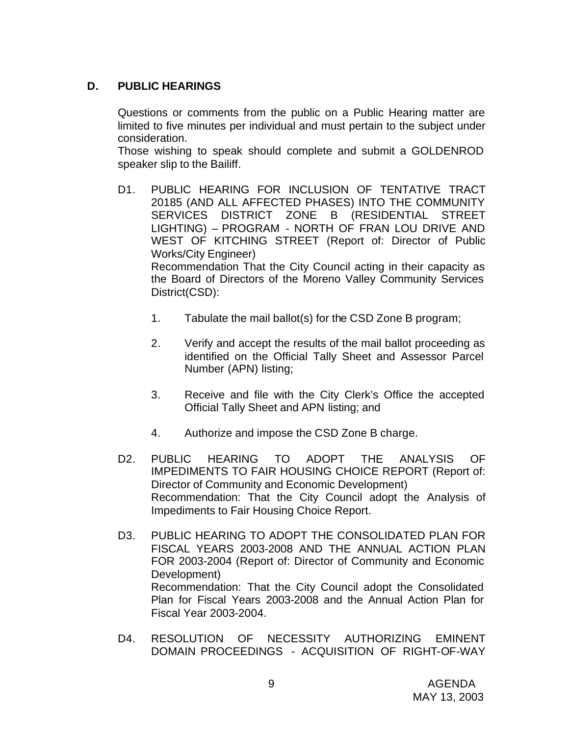## D. PUBLIC HEARINGS

Questions or comments from the public on a Public Hearing matter are limited to five minutes per individual and must pertain to the subject under consideration.

Those wishing to speak should complete and submit a GOLDENROD speaker slip to the Bailiff.

D1. PUBLIC HEARING FOR INCLUSION OF TENTATIVE TRACT 20185 (AND ALL AFFECTED PHASES) INTO THE COMMUNITY SERVICES DISTRICT ZONE B (RESIDENTIAL STREET LIGHTING) – PROGRAM - NORTH OF FRAN LOU DRIVE AND WEST OF KITCHING STREET (Report of: Director of Public Works/City Engineer)

Recommendation That the City Council acting in their capacity as the Board of Directors of the Moreno Valley Community Services District(CSD):

1. Tabulate the mail ballot(s) for the CSD Zone B program;

2. Verify and accept the results of the mail ballot proceeding as identified on the Official Tally Sheet and Assessor Parcel Number (APN) listing;

3. Receive and file with the City Clerk's Office the accepted Official Tally Sheet and APN listing; and

4. Authorize and impose the CSD Zone B charge.

D2. PUBLIC HEARING TO ADOPT THE ANALYSIS OF IMPEDIMENTS TO FAIR HOUSING CHOICE REPORT (Report of: Director of Community and Economic Development)

Recommendation: That the City Council adopt the Analysis of Impediments to Fair Housing Choice Report.

D3. PUBLIC HEARING TO ADOPT THE CONSOLIDATED PLAN FOR FISCAL YEARS 2003-2008 AND THE ANNUAL ACTION PLAN FOR 2003-2004 (Report of: Director of Community and Economic Development)

Recommendation: That the City Council adopt the Consolidated Plan for Fiscal Years 2003-2008 and the Annual Action Plan for Fiscal Year 2003-2004.

D4. RESOLUTION OF NECESSITY AUTHORIZING EMINENT DOMAIN PROCEEDINGS - ACQUISITION OF RIGHT-OF-WAY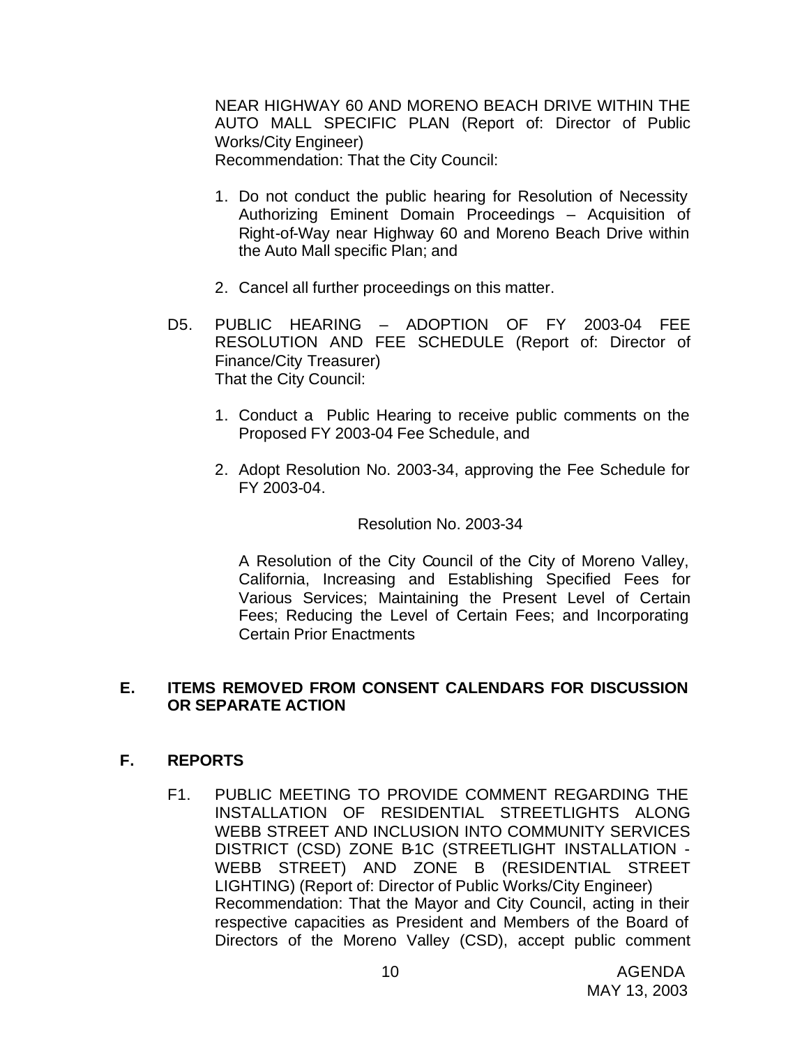NEAR HIGHWAY 60 AND MORENO BEACH DRIVE WITHIN THE AUTO MALL SPECIFIC PLAN (Report of: Director of Public Works/City Engineer)
Recommendation: That the City Council:

1. Do not conduct the public hearing for Resolution of Necessity Authorizing Eminent Domain Proceedings – Acquisition of Right-of-Way near Highway 60 and Moreno Beach Drive within the Auto Mall specific Plan; and

2. Cancel all further proceedings on this matter.

D5. PUBLIC HEARING – ADOPTION OF FY 2003-04 FEE RESOLUTION AND FEE SCHEDULE (Report of: Director of Finance/City Treasurer)
That the City Council:

1. Conduct a Public Hearing to receive public comments on the Proposed FY 2003-04 Fee Schedule, and

2. Adopt Resolution No. 2003-34, approving the Fee Schedule for FY 2003-04.

Resolution No. 2003-34

A Resolution of the City Council of the City of Moreno Valley, California, Increasing and Establishing Specified Fees for Various Services; Maintaining the Present Level of Certain Fees; Reducing the Level of Certain Fees; and Incorporating Certain Prior Enactments

## E. ITEMS REMOVED FROM CONSENT CALENDARS FOR DISCUSSION OR SEPARATE ACTION

## F. REPORTS

F1. PUBLIC MEETING TO PROVIDE COMMENT REGARDING THE INSTALLATION OF RESIDENTIAL STREETLIGHTS ALONG WEBB STREET AND INCLUSION INTO COMMUNITY SERVICES DISTRICT (CSD) ZONE B-1C (STREETLIGHT INSTALLATION - WEBB STREET) AND ZONE B (RESIDENTIAL STREET LIGHTING) (Report of: Director of Public Works/City Engineer)
Recommendation: That the Mayor and City Council, acting in their respective capacities as President and Members of the Board of Directors of the Moreno Valley (CSD), accept public comment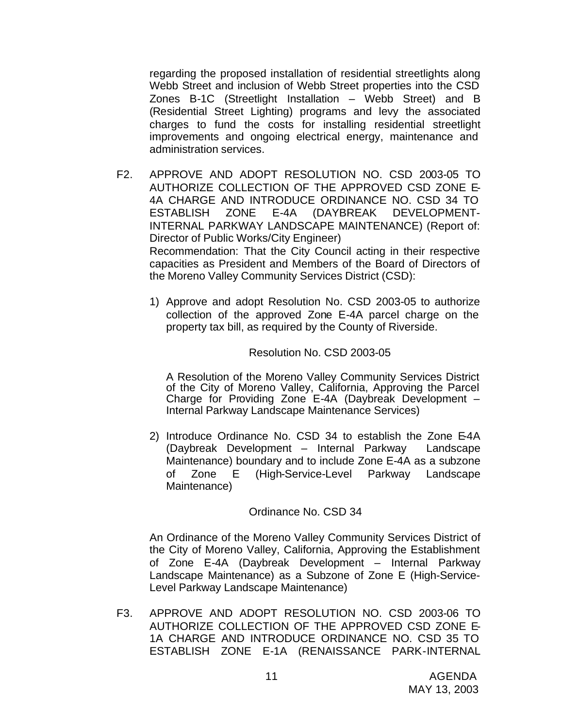regarding the proposed installation of residential streetlights along Webb Street and inclusion of Webb Street properties into the CSD Zones B-1C (Streetlight Installation – Webb Street) and B (Residential Street Lighting) programs and levy the associated charges to fund the costs for installing residential streetlight improvements and ongoing electrical energy, maintenance and administration services.

F2. APPROVE AND ADOPT RESOLUTION NO. CSD 2003-05 TO AUTHORIZE COLLECTION OF THE APPROVED CSD ZONE E-4A CHARGE AND INTRODUCE ORDINANCE NO. CSD 34 TO ESTABLISH ZONE E-4A (DAYBREAK DEVELOPMENT-INTERNAL PARKWAY LANDSCAPE MAINTENANCE) (Report of: Director of Public Works/City Engineer)

Recommendation: That the City Council acting in their respective capacities as President and Members of the Board of Directors of the Moreno Valley Community Services District (CSD):

1) Approve and adopt Resolution No. CSD 2003-05 to authorize collection of the approved Zone E-4A parcel charge on the property tax bill, as required by the County of Riverside.

Resolution No. CSD 2003-05

A Resolution of the Moreno Valley Community Services District of the City of Moreno Valley, California, Approving the Parcel Charge for Providing Zone E-4A (Daybreak Development – Internal Parkway Landscape Maintenance Services)

2) Introduce Ordinance No. CSD 34 to establish the Zone E-4A (Daybreak Development – Internal Parkway Landscape Maintenance) boundary and to include Zone E-4A as a subzone of Zone E (High-Service-Level Parkway Landscape Maintenance)

Ordinance No. CSD 34

An Ordinance of the Moreno Valley Community Services District of the City of Moreno Valley, California, Approving the Establishment of Zone E-4A (Daybreak Development – Internal Parkway Landscape Maintenance) as a Subzone of Zone E (High-Service-Level Parkway Landscape Maintenance)

F3. APPROVE AND ADOPT RESOLUTION NO. CSD 2003-06 TO AUTHORIZE COLLECTION OF THE APPROVED CSD ZONE E-1A CHARGE AND INTRODUCE ORDINANCE NO. CSD 35 TO ESTABLISH ZONE E-1A (RENAISSANCE PARK-INTERNAL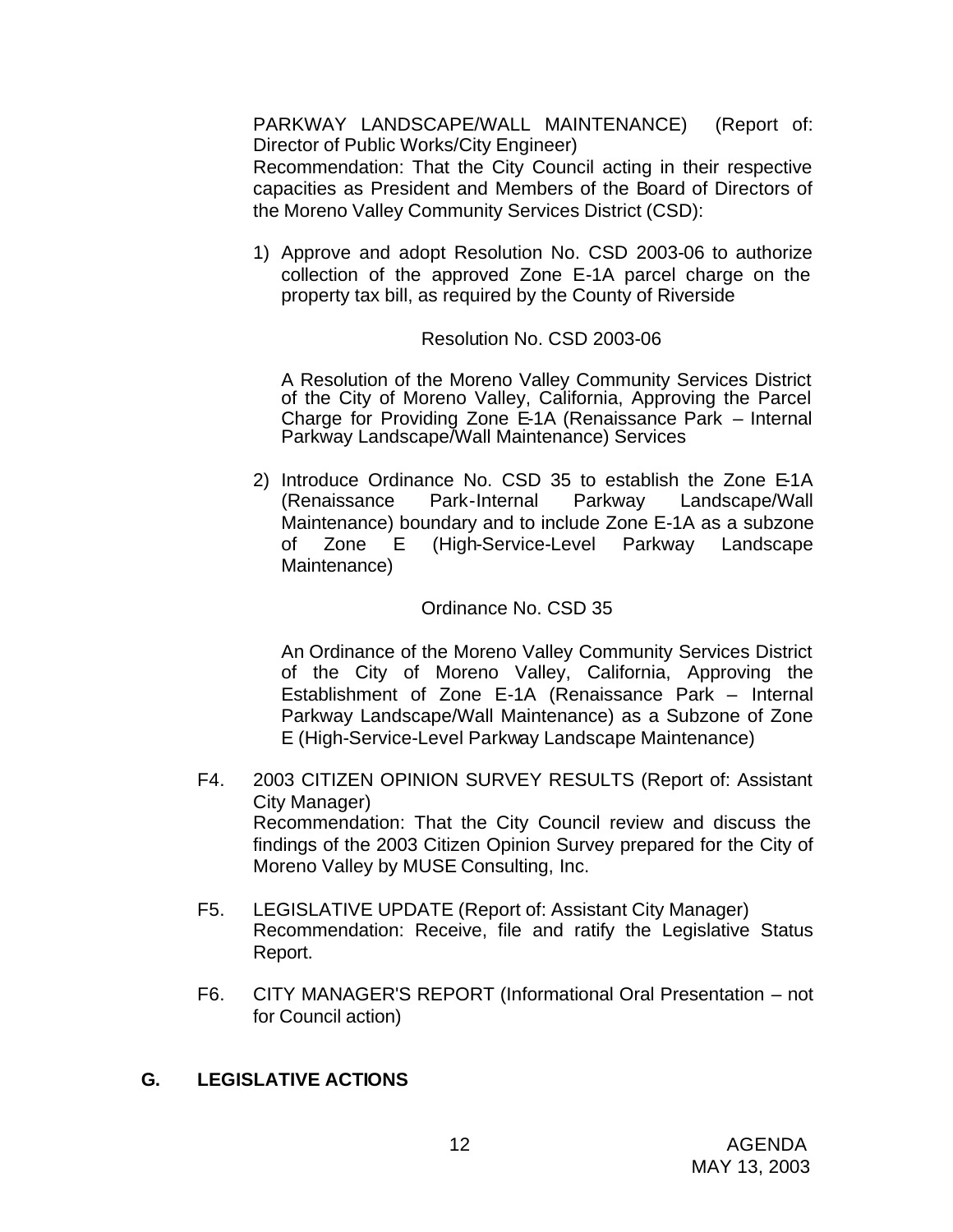PARKWAY LANDSCAPE/WALL MAINTENANCE) (Report of: Director of Public Works/City Engineer)
Recommendation: That the City Council acting in their respective capacities as President and Members of the Board of Directors of the Moreno Valley Community Services District (CSD):

1) Approve and adopt Resolution No. CSD 2003-06 to authorize collection of the approved Zone E-1A parcel charge on the property tax bill, as required by the County of Riverside

   Resolution No. CSD 2003-06

   A Resolution of the Moreno Valley Community Services District of the City of Moreno Valley, California, Approving the Parcel Charge for Providing Zone E-1A (Renaissance Park – Internal Parkway Landscape/Wall Maintenance) Services

2) Introduce Ordinance No. CSD 35 to establish the Zone E-1A (Renaissance Park-Internal Parkway Landscape/Wall Maintenance) boundary and to include Zone E-1A as a subzone of Zone E (High-Service-Level Parkway Landscape Maintenance)

   Ordinance No. CSD 35

   An Ordinance of the Moreno Valley Community Services District of the City of Moreno Valley, California, Approving the Establishment of Zone E-1A (Renaissance Park – Internal Parkway Landscape/Wall Maintenance) as a Subzone of Zone E (High-Service-Level Parkway Landscape Maintenance)

F4. 2003 CITIZEN OPINION SURVEY RESULTS (Report of: Assistant City Manager)
Recommendation: That the City Council review and discuss the findings of the 2003 Citizen Opinion Survey prepared for the City of Moreno Valley by MUSE Consulting, Inc.

F5. LEGISLATIVE UPDATE (Report of: Assistant City Manager)
Recommendation: Receive, file and ratify the Legislative Status Report.

F6. CITY MANAGER'S REPORT (Informational Oral Presentation – not for Council action)

## G. LEGISLATIVE ACTIONS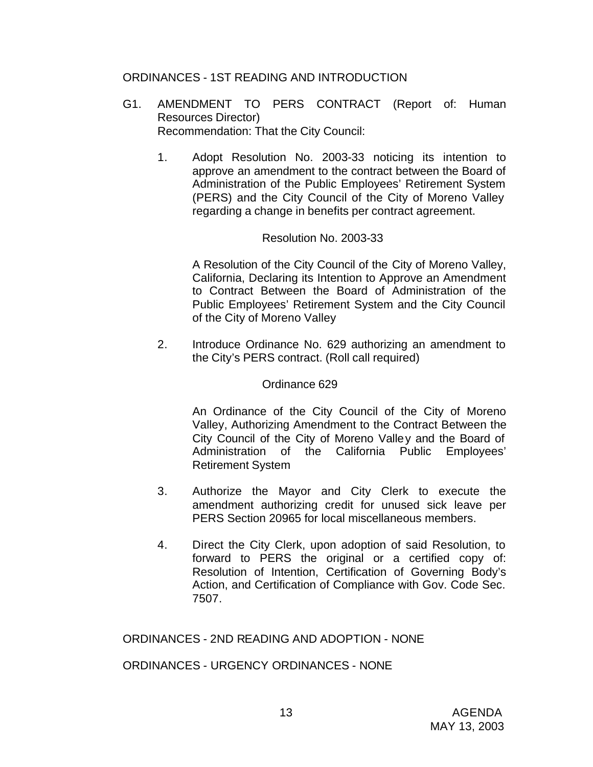## ORDINANCES - 1ST READING AND INTRODUCTION

G1. AMENDMENT TO PERS CONTRACT (Report of: Human Resources Director)
Recommendation: That the City Council:

1. Adopt Resolution No. 2003-33 noticing its intention to approve an amendment to the contract between the Board of Administration of the Public Employees' Retirement System (PERS) and the City Council of the City of Moreno Valley regarding a change in benefits per contract agreement.

   Resolution No. 2003-33

   A Resolution of the City Council of the City of Moreno Valley, California, Declaring its Intention to Approve an Amendment to Contract Between the Board of Administration of the Public Employees' Retirement System and the City Council of the City of Moreno Valley

2. Introduce Ordinance No. 629 authorizing an amendment to the City's PERS contract. (Roll call required)

   Ordinance 629

   An Ordinance of the City Council of the City of Moreno Valley, Authorizing Amendment to the Contract Between the City Council of the City of Moreno Valley and the Board of Administration of the California Public Employees' Retirement System

3. Authorize the Mayor and City Clerk to execute the amendment authorizing credit for unused sick leave per PERS Section 20965 for local miscellaneous members.

4. Direct the City Clerk, upon adoption of said Resolution, to forward to PERS the original or a certified copy of: Resolution of Intention, Certification of Governing Body's Action, and Certification of Compliance with Gov. Code Sec. 7507.

## ORDINANCES - 2ND READING AND ADOPTION - NONE

## ORDINANCES - URGENCY ORDINANCES - NONE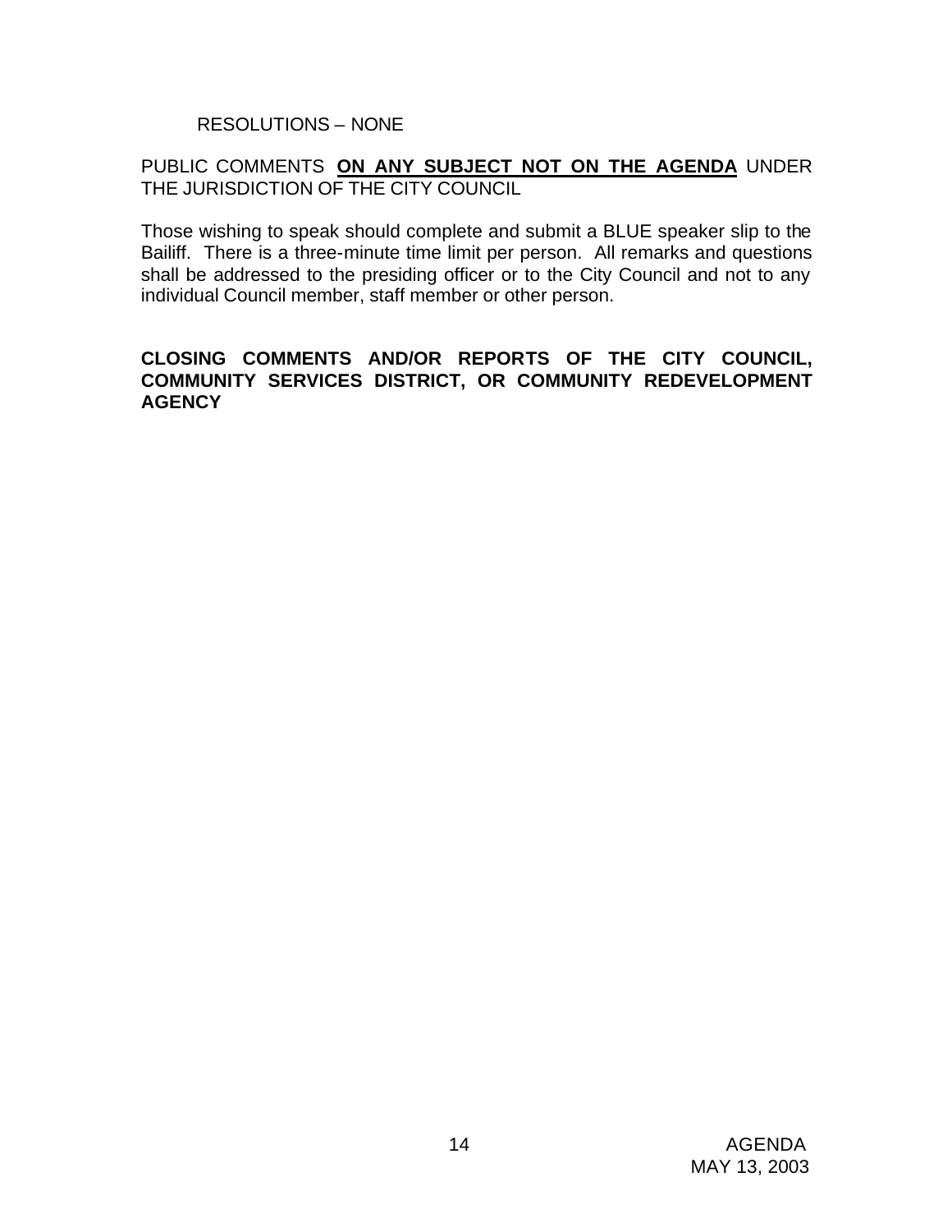RESOLUTIONS – NONE

PUBLIC COMMENTS **ON ANY SUBJECT NOT ON THE AGENDA** UNDER THE JURISDICTION OF THE CITY COUNCIL

Those wishing to speak should complete and submit a BLUE speaker slip to the Bailiff. There is a three-minute time limit per person. All remarks and questions shall be addressed to the presiding officer or to the City Council and not to any individual Council member, staff member or other person.

**CLOSING COMMENTS AND/OR REPORTS OF THE CITY COUNCIL, COMMUNITY SERVICES DISTRICT, OR COMMUNITY REDEVELOPMENT AGENCY**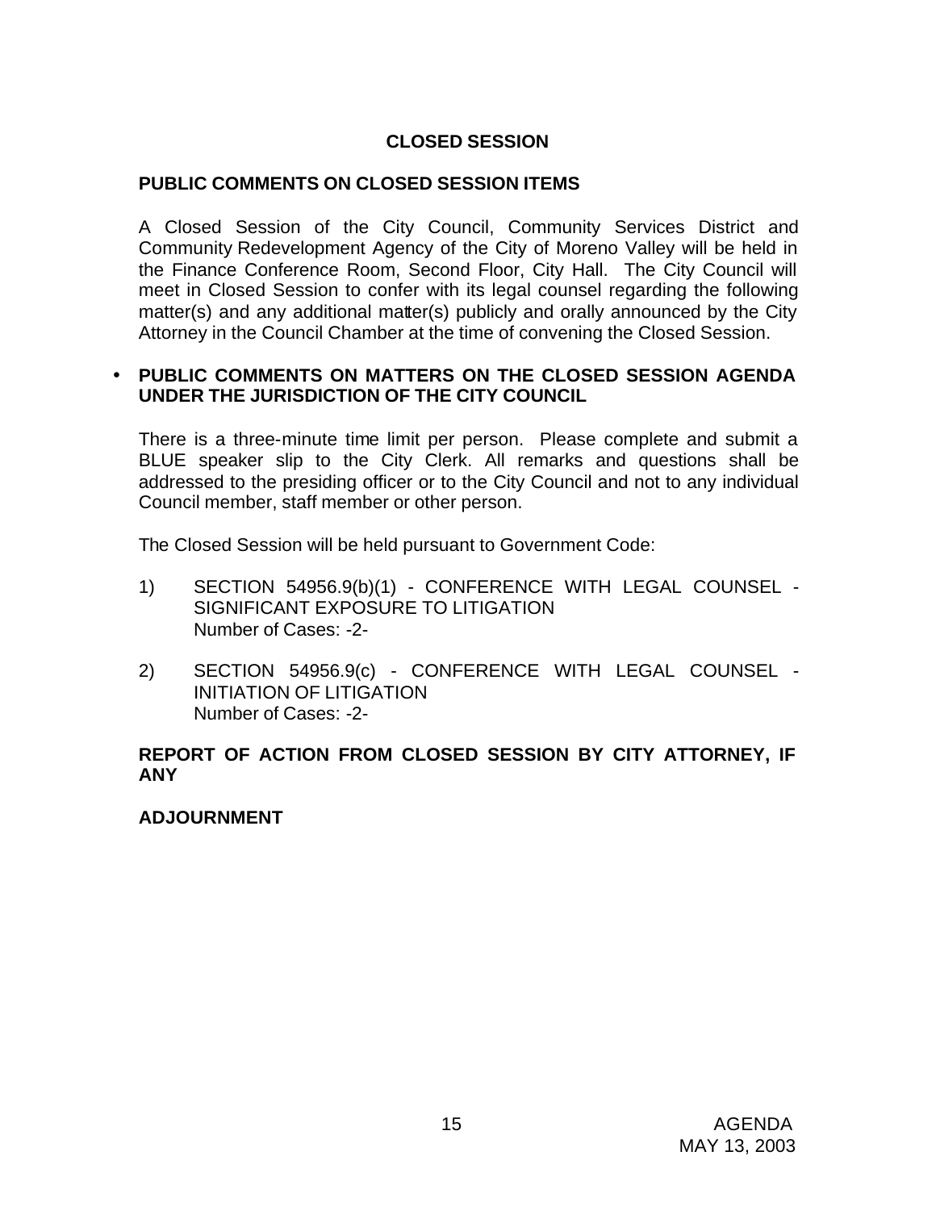## CLOSED SESSION

### PUBLIC COMMENTS ON CLOSED SESSION ITEMS

A Closed Session of the City Council, Community Services District and Community Redevelopment Agency of the City of Moreno Valley will be held in the Finance Conference Room, Second Floor, City Hall. The City Council will meet in Closed Session to confer with its legal counsel regarding the following matter(s) and any additional matter(s) publicly and orally announced by the City Attorney in the Council Chamber at the time of convening the Closed Session.

- **PUBLIC COMMENTS ON MATTERS ON THE CLOSED SESSION AGENDA UNDER THE JURISDICTION OF THE CITY COUNCIL**

There is a three-minute time limit per person. Please complete and submit a BLUE speaker slip to the City Clerk. All remarks and questions shall be addressed to the presiding officer or to the City Council and not to any individual Council member, staff member or other person.

The Closed Session will be held pursuant to Government Code:

1) SECTION 54956.9(b)(1) - CONFERENCE WITH LEGAL COUNSEL - SIGNIFICANT EXPOSURE TO LITIGATION
   Number of Cases: -2-

2) SECTION 54956.9(c) - CONFERENCE WITH LEGAL COUNSEL - INITIATION OF LITIGATION
   Number of Cases: -2-

**REPORT OF ACTION FROM CLOSED SESSION BY CITY ATTORNEY, IF ANY**

**ADJOURNMENT**